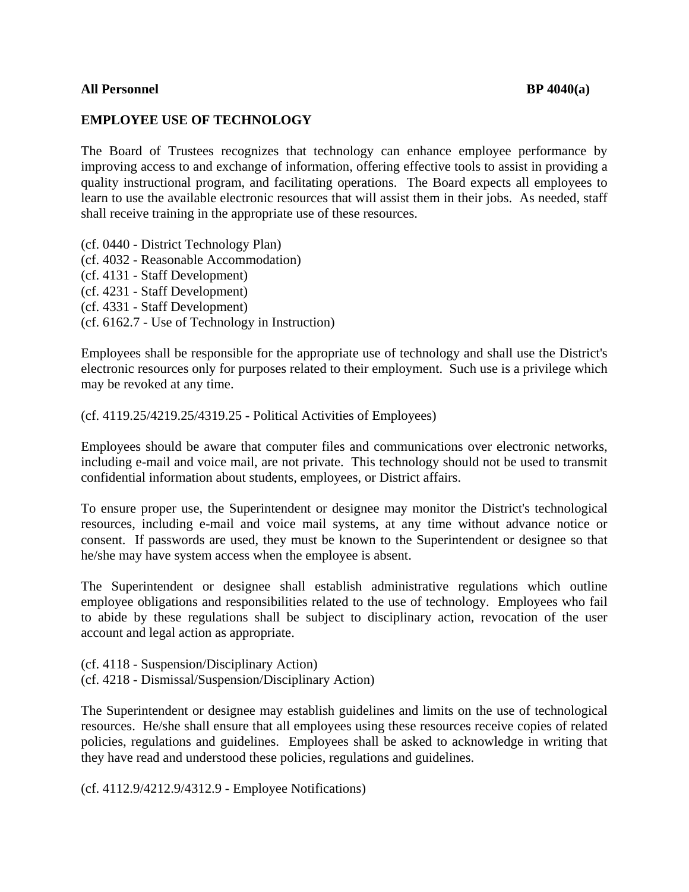**All Personnel** **BP 4040(a)**

## EMPLOYEE USE OF TECHNOLOGY

The Board of Trustees recognizes that technology can enhance employee performance by improving access to and exchange of information, offering effective tools to assist in providing a quality instructional program, and facilitating operations. The Board expects all employees to learn to use the available electronic resources that will assist them in their jobs. As needed, staff shall receive training in the appropriate use of these resources.

(cf. 0440 - District Technology Plan)
(cf. 4032 - Reasonable Accommodation)
(cf. 4131 - Staff Development)
(cf. 4231 - Staff Development)
(cf. 4331 - Staff Development)
(cf. 6162.7 - Use of Technology in Instruction)

Employees shall be responsible for the appropriate use of technology and shall use the District's electronic resources only for purposes related to their employment. Such use is a privilege which may be revoked at any time.

(cf. 4119.25/4219.25/4319.25 - Political Activities of Employees)

Employees should be aware that computer files and communications over electronic networks, including e-mail and voice mail, are not private. This technology should not be used to transmit confidential information about students, employees, or District affairs.

To ensure proper use, the Superintendent or designee may monitor the District's technological resources, including e-mail and voice mail systems, at any time without advance notice or consent. If passwords are used, they must be known to the Superintendent or designee so that he/she may have system access when the employee is absent.

The Superintendent or designee shall establish administrative regulations which outline employee obligations and responsibilities related to the use of technology. Employees who fail to abide by these regulations shall be subject to disciplinary action, revocation of the user account and legal action as appropriate.

(cf. 4118 - Suspension/Disciplinary Action)
(cf. 4218 - Dismissal/Suspension/Disciplinary Action)

The Superintendent or designee may establish guidelines and limits on the use of technological resources. He/she shall ensure that all employees using these resources receive copies of related policies, regulations and guidelines. Employees shall be asked to acknowledge in writing that they have read and understood these policies, regulations and guidelines.

(cf. 4112.9/4212.9/4312.9 - Employee Notifications)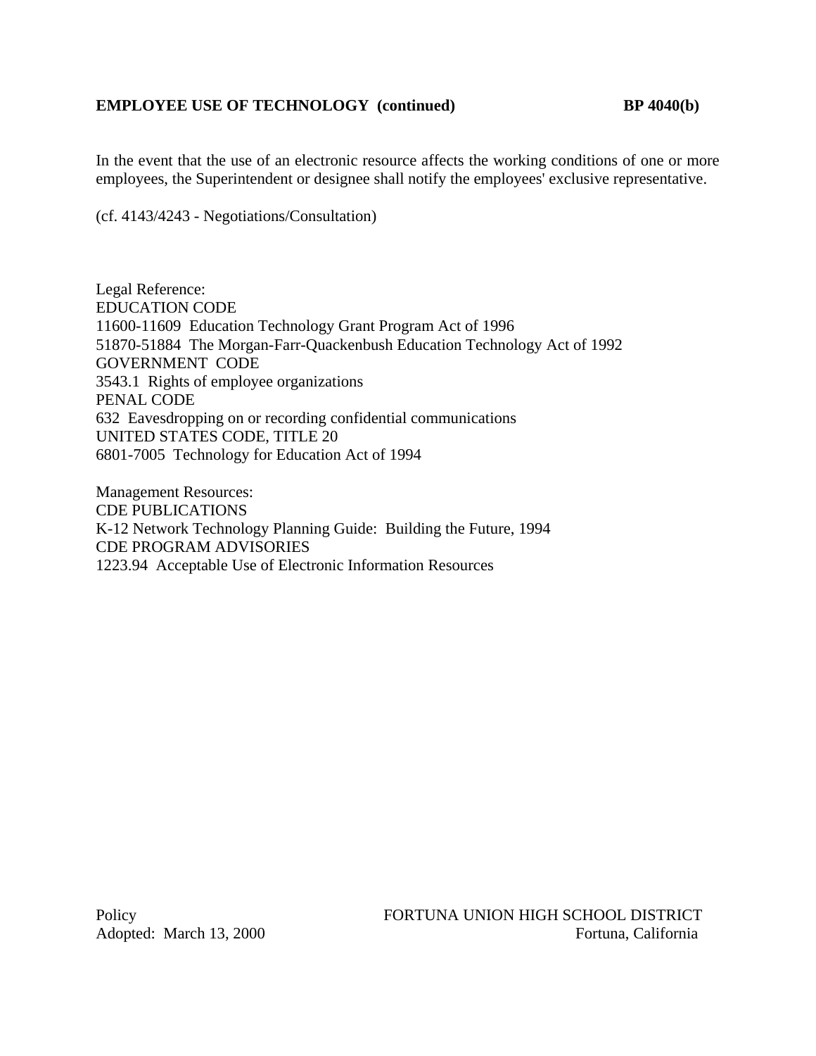In the event that the use of an electronic resource affects the working conditions of one or more employees, the Superintendent or designee shall notify the employees' exclusive representative.

(cf. 4143/4243 - Negotiations/Consultation)

Legal Reference:
EDUCATION CODE
11600-11609 Education Technology Grant Program Act of 1996
51870-51884 The Morgan-Farr-Quackenbush Education Technology Act of 1992
GOVERNMENT CODE
3543.1 Rights of employee organizations
PENAL CODE
632 Eavesdropping on or recording confidential communications
UNITED STATES CODE, TITLE 20
6801-7005 Technology for Education Act of 1994

Management Resources:
CDE PUBLICATIONS
K-12 Network Technology Planning Guide: Building the Future, 1994
CDE PROGRAM ADVISORIES
1223.94 Acceptable Use of Electronic Information Resources

Policy
Adopted: March 13, 2000

FORTUNA UNION HIGH SCHOOL DISTRICT
Fortuna, California